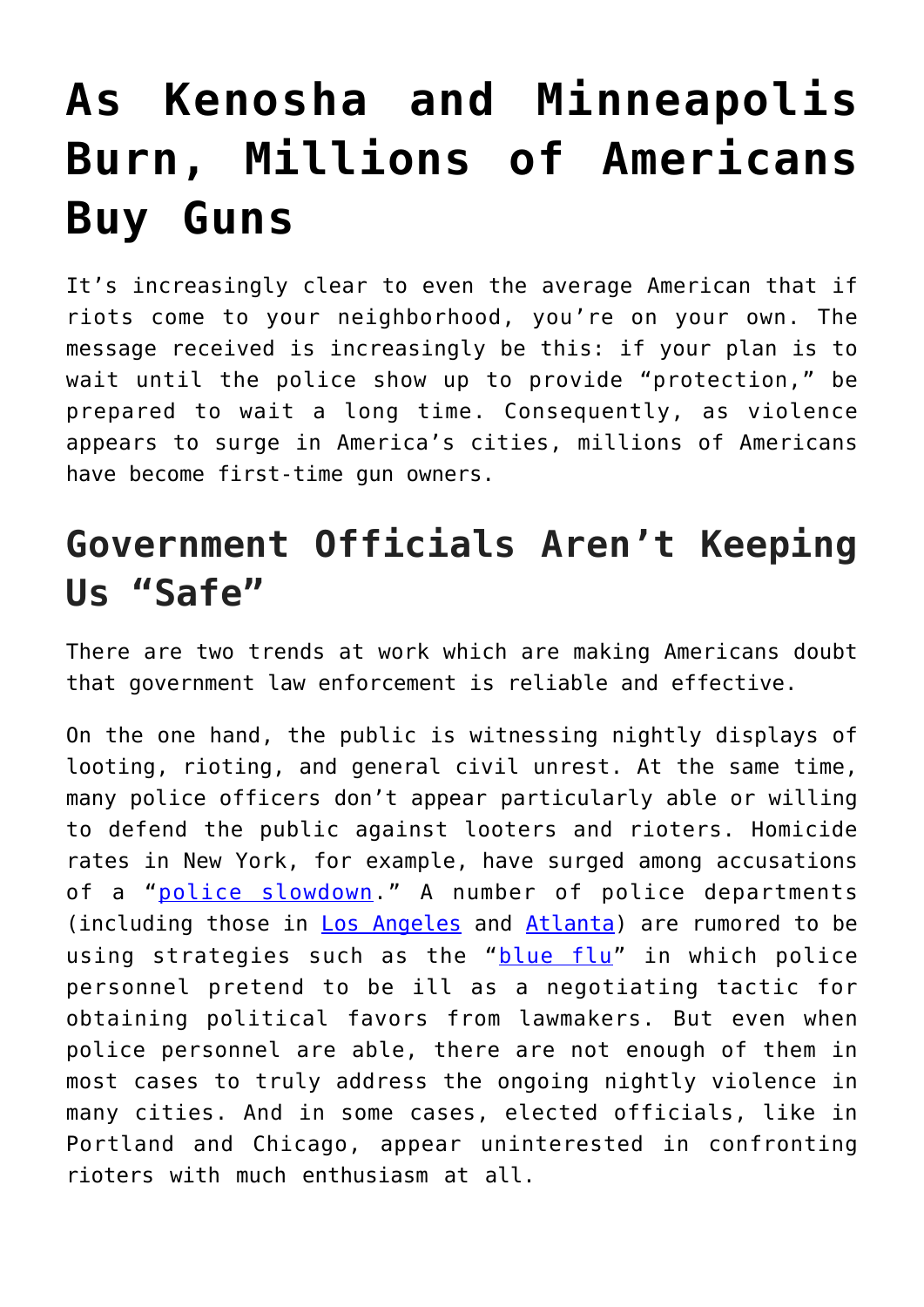# As Kenosha and Minneapolis Burn, Millions of Americans Buy Guns

It's increasingly clear to even the average American that if riots come to your neighborhood, you're on your own. The message received is increasingly be this: if your plan is to wait until the police show up to provide "protection," be prepared to wait a long time. Consequently, as violence appears to surge in America's cities, millions of Americans have become first-time gun owners.

## Government Officials Aren't Keeping Us "Safe"

There are two trends at work which are making Americans doubt that government law enforcement is reliable and effective.

On the one hand, the public is witnessing nightly displays of looting, rioting, and general civil unrest. At the same time, many police officers don't appear particularly able or willing to defend the public against looters and rioters. Homicide rates in New York, for example, have surged among accusations of a "police slowdown." A number of police departments (including those in Los Angeles and Atlanta) are rumored to be using strategies such as the "blue flu" in which police personnel pretend to be ill as a negotiating tactic for obtaining political favors from lawmakers. But even when police personnel are able, there are not enough of them in most cases to truly address the ongoing nightly violence in many cities. And in some cases, elected officials, like in Portland and Chicago, appear uninterested in confronting rioters with much enthusiasm at all.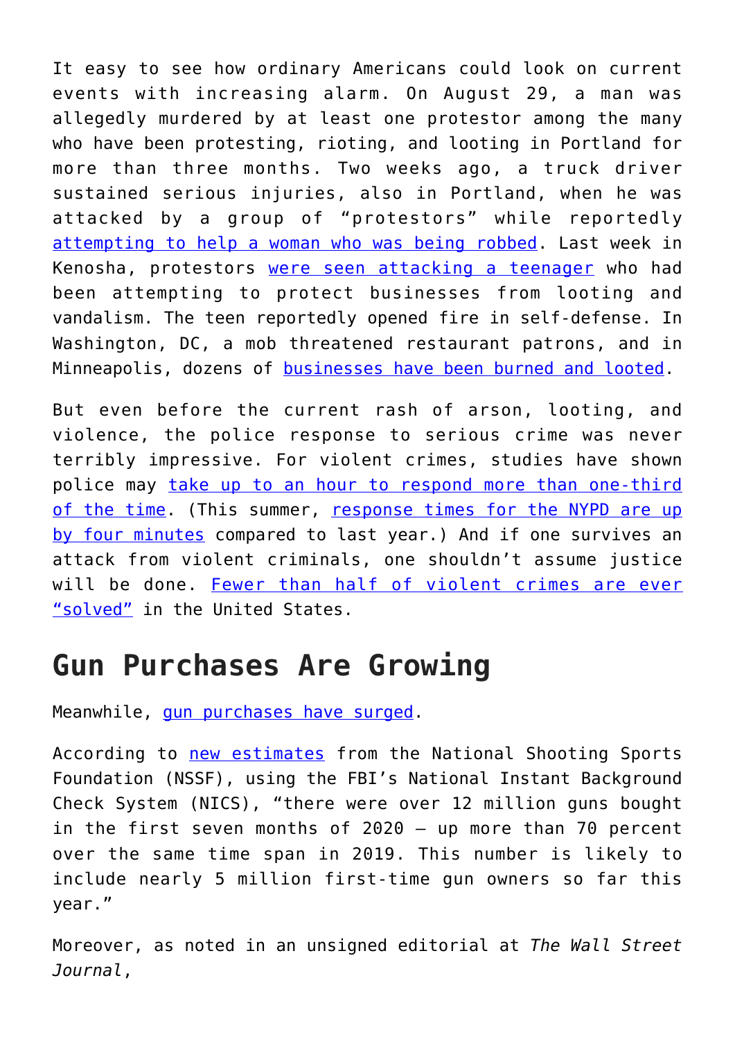It easy to see how ordinary Americans could look on current events with increasing alarm. On August 29, a man was allegedly murdered by at least one protestor among the many who have been protesting, rioting, and looting in Portland for more than three months. Two weeks ago, a truck driver sustained serious injuries, also in Portland, when he was attacked by a group of "protestors" while reportedly attempting to help a woman who was being robbed. Last week in Kenosha, protestors were seen attacking a teenager who had been attempting to protect businesses from looting and vandalism. The teen reportedly opened fire in self-defense. In Washington, DC, a mob threatened restaurant patrons, and in Minneapolis, dozens of businesses have been burned and looted.

But even before the current rash of arson, looting, and violence, the police response to serious crime was never terribly impressive. For violent crimes, studies have shown police may take up to an hour to respond more than one-third of the time. (This summer, response times for the NYPD are up by four minutes compared to last year.) And if one survives an attack from violent criminals, one shouldn't assume justice will be done. Fewer than half of violent crimes are ever "solved" in the United States.

## Gun Purchases Are Growing

Meanwhile, gun purchases have surged.

According to new estimates from the National Shooting Sports Foundation (NSSF), using the FBI's National Instant Background Check System (NICS), "there were over 12 million guns bought in the first seven months of 2020 — up more than 70 percent over the same time span in 2019. This number is likely to include nearly 5 million first-time gun owners so far this year."

Moreover, as noted in an unsigned editorial at *The Wall Street Journal*,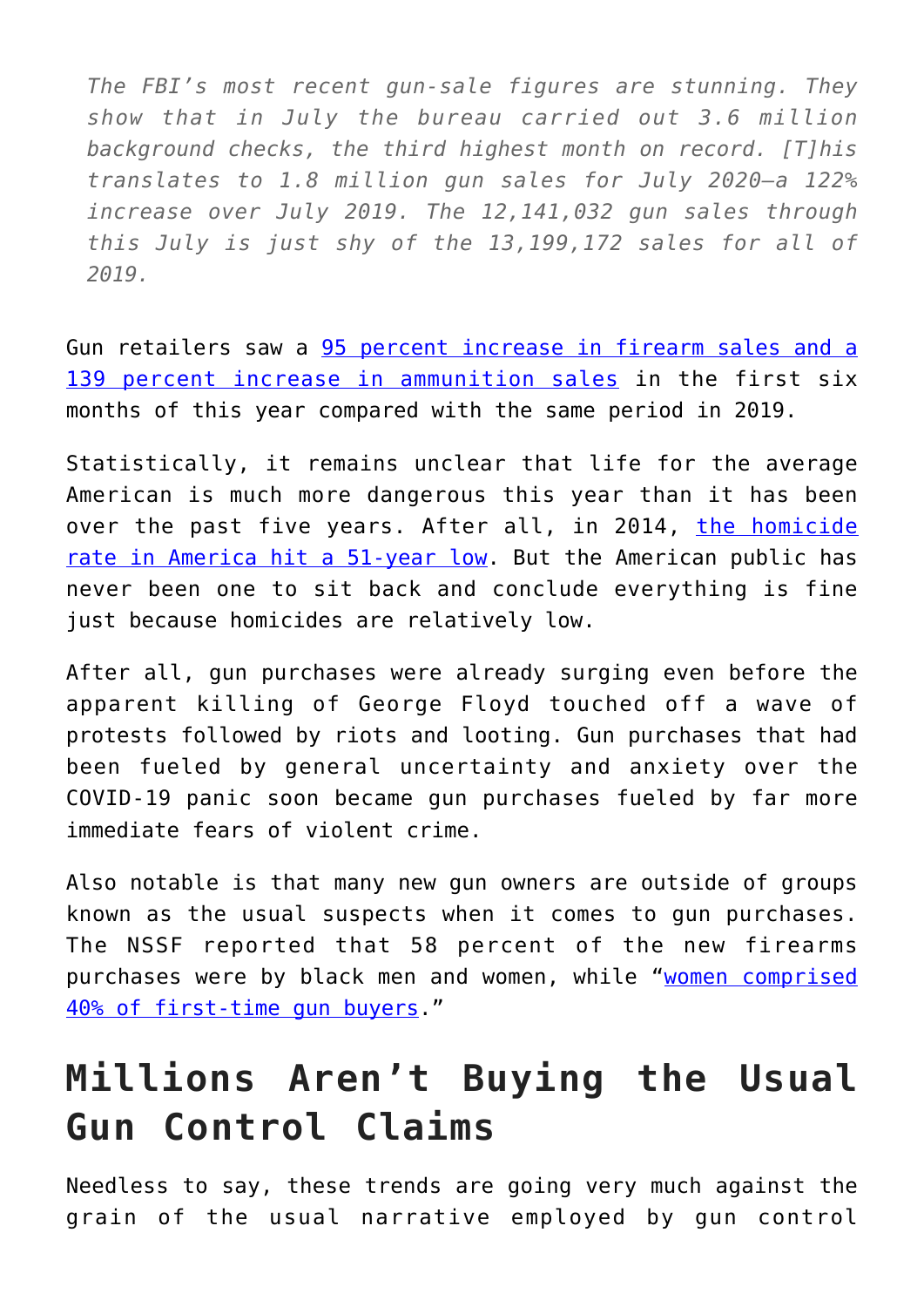> *The FBI's most recent gun-sale figures are stunning. They show that in July the bureau carried out 3.6 million background checks, the third highest month on record. [T]his translates to 1.8 million gun sales for July 2020—a 122% increase over July 2019. The 12,141,032 gun sales through this July is just shy of the 13,199,172 sales for all of 2019.*

Gun retailers saw a [95 percent increase in firearm sales and a 139 percent increase in ammunition sales]() in the first six months of this year compared with the same period in 2019.

Statistically, it remains unclear that life for the average American is much more dangerous this year than it has been over the past five years. After all, in 2014, [the homicide rate in America hit a 51-year low](). But the American public has never been one to sit back and conclude everything is fine just because homicides are relatively low.

After all, gun purchases were already surging even before the apparent killing of George Floyd touched off a wave of protests followed by riots and looting. Gun purchases that had been fueled by general uncertainty and anxiety over the COVID-19 panic soon became gun purchases fueled by far more immediate fears of violent crime.

Also notable is that many new gun owners are outside of groups known as the usual suspects when it comes to gun purchases. The NSSF reported that 58 percent of the new firearms purchases were by black men and women, while "[women comprised 40% of first-time gun buyers]()."

## Millions Aren't Buying the Usual Gun Control Claims

Needless to say, these trends are going very much against the grain of the usual narrative employed by gun control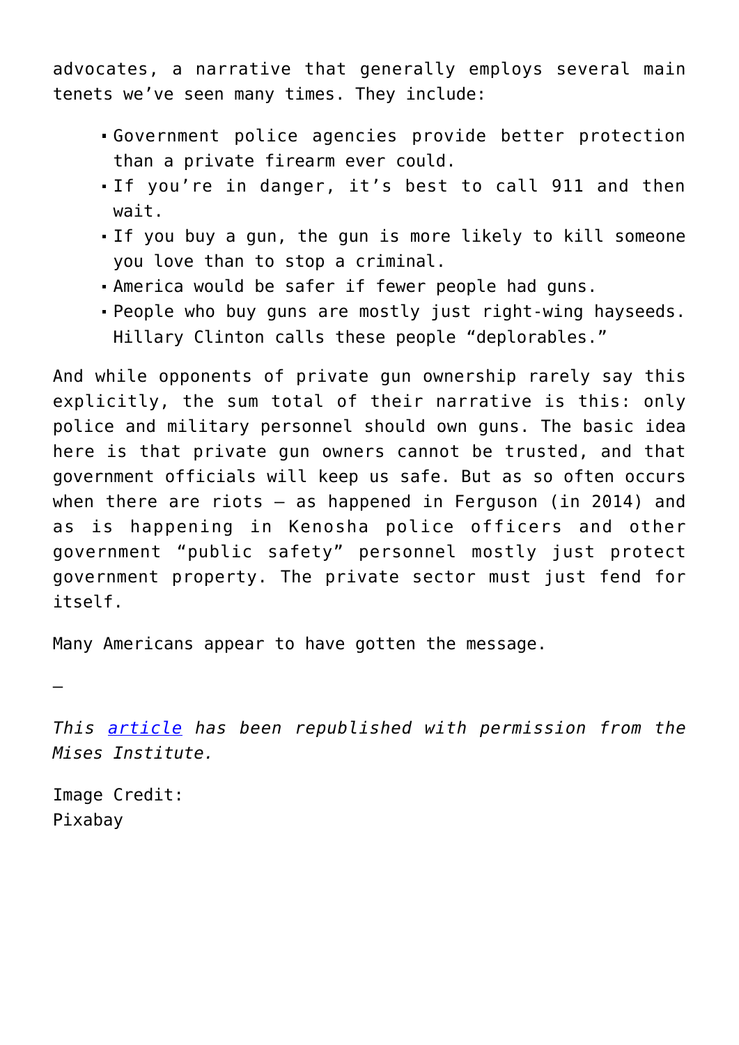advocates, a narrative that generally employs several main tenets we've seen many times. They include:

- Government police agencies provide better protection than a private firearm ever could.
- If you're in danger, it's best to call 911 and then wait.
- If you buy a gun, the gun is more likely to kill someone you love than to stop a criminal.
- America would be safer if fewer people had guns.
- People who buy guns are mostly just right-wing hayseeds. Hillary Clinton calls these people "deplorables."

And while opponents of private gun ownership rarely say this explicitly, the sum total of their narrative is this: only police and military personnel should own guns. The basic idea here is that private gun owners cannot be trusted, and that government officials will keep us safe. But as so often occurs when there are riots – as happened in Ferguson (in 2014) and as is happening in Kenosha police officers and other government "public safety" personnel mostly just protect government property. The private sector must just fend for itself.

Many Americans appear to have gotten the message.

—

*This article has been republished with permission from the Mises Institute.*

Image Credit:
Pixabay